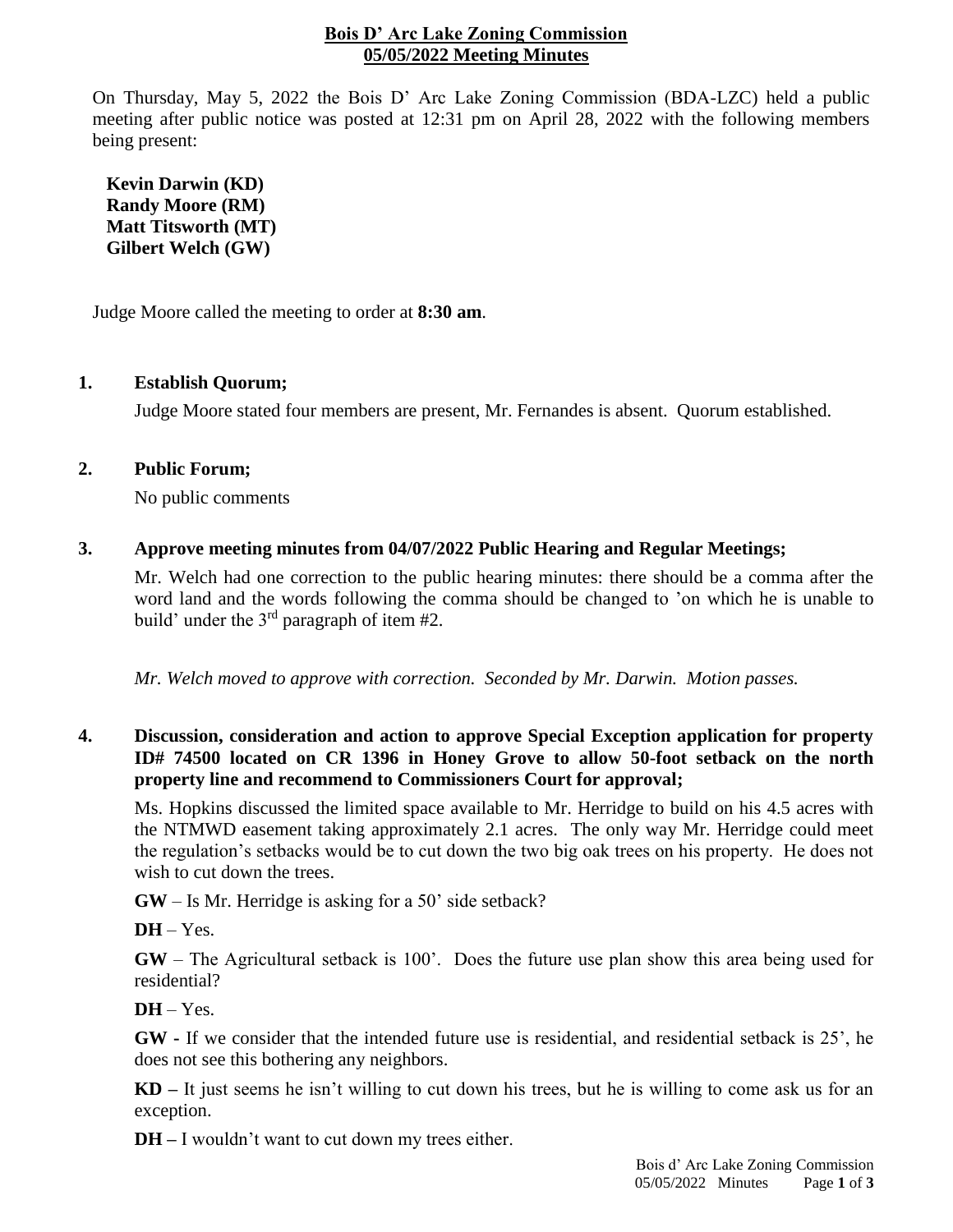# Bois D' Arc Lake Zoning Commission
## 05/05/2022 Meeting Minutes

On Thursday, May 5, 2022 the Bois D' Arc Lake Zoning Commission (BDA-LZC) held a public meeting after public notice was posted at 12:31 pm on April 28, 2022 with the following members being present:

**Kevin Darwin (KD)**
**Randy Moore (RM)**
**Matt Titsworth (MT)**
**Gilbert Welch (GW)**

Judge Moore called the meeting to order at **8:30 am**.

**1. Establish Quorum;**

Judge Moore stated four members are present, Mr. Fernandes is absent. Quorum established.

**2. Public Forum;**

No public comments

**3. Approve meeting minutes from 04/07/2022 Public Hearing and Regular Meetings;**

Mr. Welch had one correction to the public hearing minutes: there should be a comma after the word land and the words following the comma should be changed to 'on which he is unable to build' under the 3rd paragraph of item #2.

*Mr. Welch moved to approve with correction. Seconded by Mr. Darwin. Motion passes.*

**4. Discussion, consideration and action to approve Special Exception application for property ID# 74500 located on CR 1396 in Honey Grove to allow 50-foot setback on the north property line and recommend to Commissioners Court for approval;**

Ms. Hopkins discussed the limited space available to Mr. Herridge to build on his 4.5 acres with the NTMWD easement taking approximately 2.1 acres. The only way Mr. Herridge could meet the regulation's setbacks would be to cut down the two big oak trees on his property. He does not wish to cut down the trees.

**GW** – Is Mr. Herridge is asking for a 50' side setback?

**DH** – Yes.

**GW** – The Agricultural setback is 100'. Does the future use plan show this area being used for residential?

**DH** – Yes.

**GW -** If we consider that the intended future use is residential, and residential setback is 25', he does not see this bothering any neighbors.

**KD –** It just seems he isn't willing to cut down his trees, but he is willing to come ask us for an exception.

**DH –** I wouldn't want to cut down my trees either.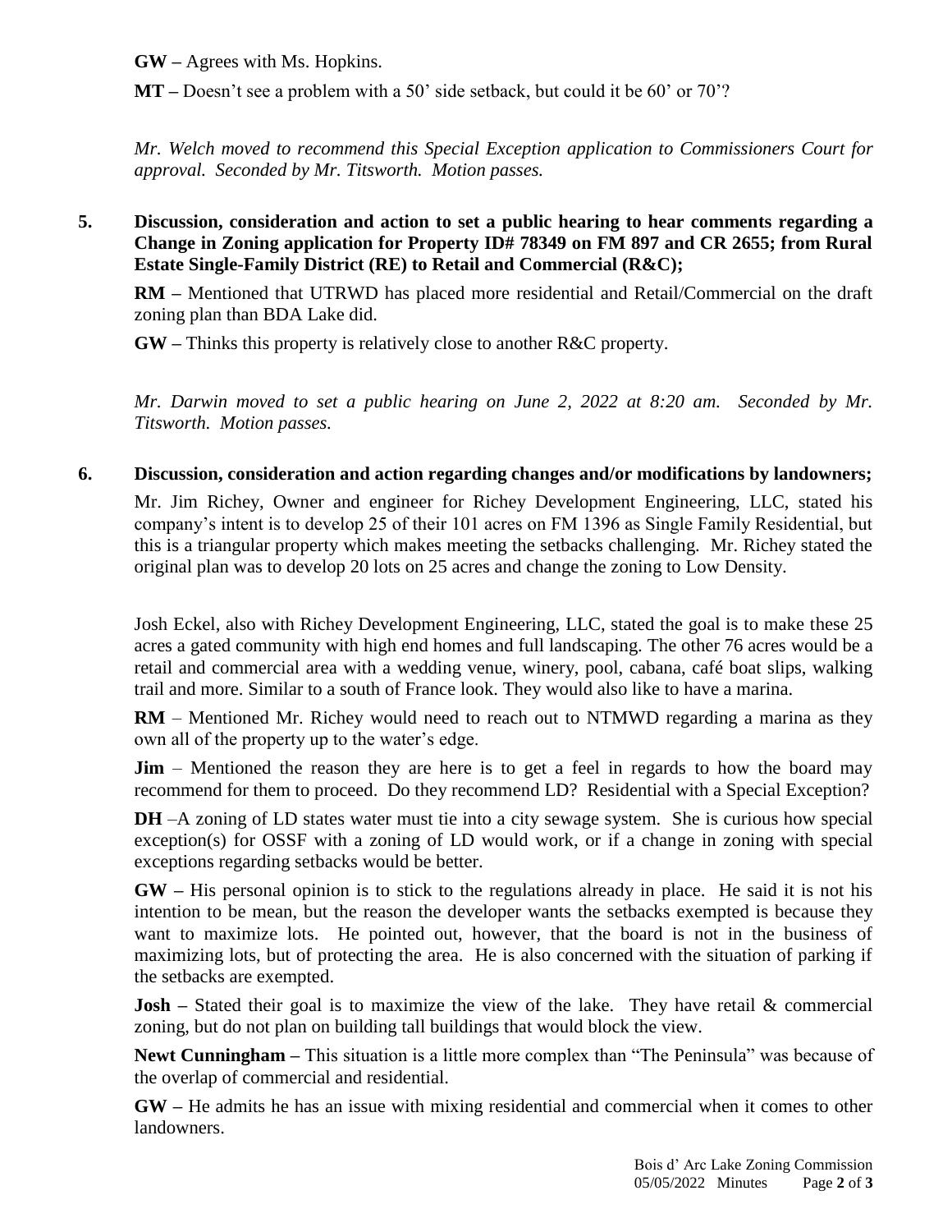**GW –** Agrees with Ms. Hopkins.

**MT –** Doesn't see a problem with a 50' side setback, but could it be 60' or 70'?

*Mr. Welch moved to recommend this Special Exception application to Commissioners Court for approval. Seconded by Mr. Titsworth. Motion passes.*

**5. Discussion, consideration and action to set a public hearing to hear comments regarding a Change in Zoning application for Property ID# 78349 on FM 897 and CR 2655; from Rural Estate Single-Family District (RE) to Retail and Commercial (R&C);**

**RM –** Mentioned that UTRWD has placed more residential and Retail/Commercial on the draft zoning plan than BDA Lake did.

**GW –** Thinks this property is relatively close to another R&C property.

*Mr. Darwin moved to set a public hearing on June 2, 2022 at 8:20 am. Seconded by Mr. Titsworth. Motion passes.*

**6. Discussion, consideration and action regarding changes and/or modifications by landowners;**

Mr. Jim Richey, Owner and engineer for Richey Development Engineering, LLC, stated his company's intent is to develop 25 of their 101 acres on FM 1396 as Single Family Residential, but this is a triangular property which makes meeting the setbacks challenging. Mr. Richey stated the original plan was to develop 20 lots on 25 acres and change the zoning to Low Density.

Josh Eckel, also with Richey Development Engineering, LLC, stated the goal is to make these 25 acres a gated community with high end homes and full landscaping. The other 76 acres would be a retail and commercial area with a wedding venue, winery, pool, cabana, café boat slips, walking trail and more. Similar to a south of France look. They would also like to have a marina.

**RM** – Mentioned Mr. Richey would need to reach out to NTMWD regarding a marina as they own all of the property up to the water's edge.

**Jim** – Mentioned the reason they are here is to get a feel in regards to how the board may recommend for them to proceed. Do they recommend LD? Residential with a Special Exception?

**DH** –A zoning of LD states water must tie into a city sewage system. She is curious how special exception(s) for OSSF with a zoning of LD would work, or if a change in zoning with special exceptions regarding setbacks would be better.

**GW –** His personal opinion is to stick to the regulations already in place. He said it is not his intention to be mean, but the reason the developer wants the setbacks exempted is because they want to maximize lots. He pointed out, however, that the board is not in the business of maximizing lots, but of protecting the area. He is also concerned with the situation of parking if the setbacks are exempted.

**Josh –** Stated their goal is to maximize the view of the lake. They have retail & commercial zoning, but do not plan on building tall buildings that would block the view.

**Newt Cunningham –** This situation is a little more complex than "The Peninsula" was because of the overlap of commercial and residential.

**GW –** He admits he has an issue with mixing residential and commercial when it comes to other landowners.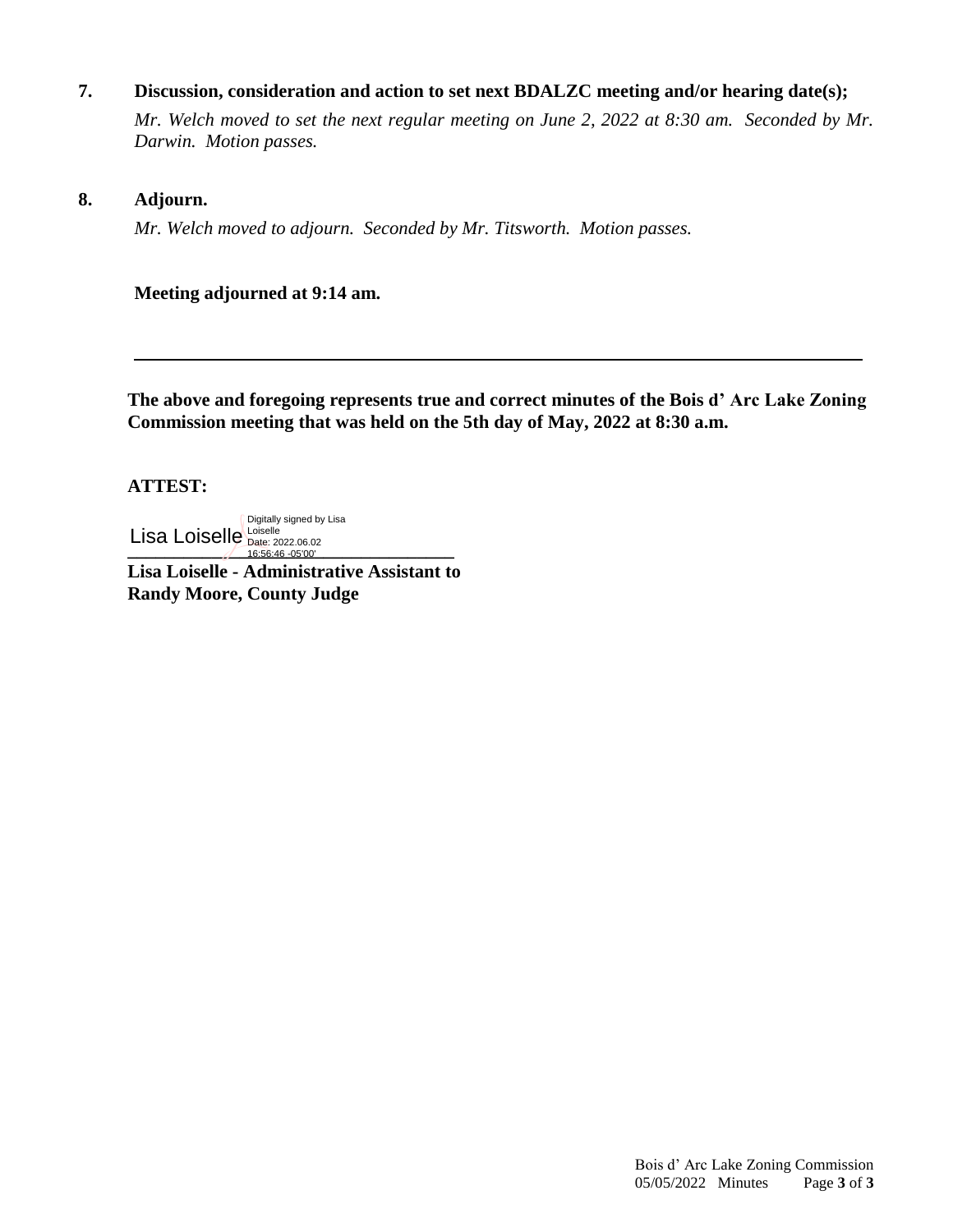**7. Discussion, consideration and action to set next BDALZC meeting and/or hearing date(s);**

*Mr. Welch moved to set the next regular meeting on June 2, 2022 at 8:30 am. Seconded by Mr. Darwin. Motion passes.*

**8. Adjourn.**

*Mr. Welch moved to adjourn. Seconded by Mr. Titsworth. Motion passes.*

**Meeting adjourned at 9:14 am.**

---

**The above and foregoing represents true and correct minutes of the Bois d' Arc Lake Zoning Commission meeting that was held on the 5th day of May, 2022 at 8:30 a.m.**

**ATTEST:**

Lisa Loiselle Digitally signed by Lisa Loiselle Date: 2022.06.02 16:56:46 -05'00'

**Lisa Loiselle - Administrative Assistant to Randy Moore, County Judge**